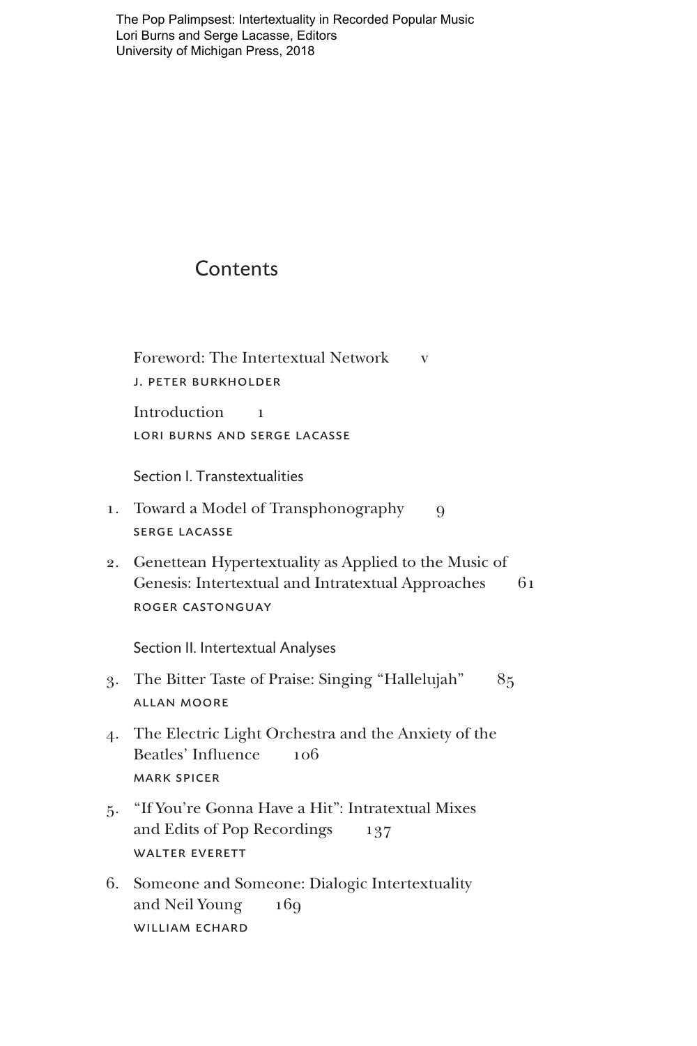The Pop Palimpsest: Intertextuality in Recorded Popular Music
Lori Burns and Serge Lacasse, Editors
University of Michigan Press, 2018

# Contents

Foreword: The Intertextual Network v
J. PETER BURKHOLDER

Introduction 1
LORI BURNS AND SERGE LACASSE

## Section I. Transtextualities

1. Toward a Model of Transphonography 9
SERGE LACASSE

2. Genettean Hypertextuality as Applied to the Music of Genesis: Intertextual and Intratextual Approaches 61
ROGER CASTONGUAY

## Section II. Intertextual Analyses

3. The Bitter Taste of Praise: Singing "Hallelujah" 85
ALLAN MOORE

4. The Electric Light Orchestra and the Anxiety of the Beatles' Influence 106
MARK SPICER

5. "If You're Gonna Have a Hit": Intratextual Mixes and Edits of Pop Recordings 137
WALTER EVERETT

6. Someone and Someone: Dialogic Intertextuality and Neil Young 169
WILLIAM ECHARD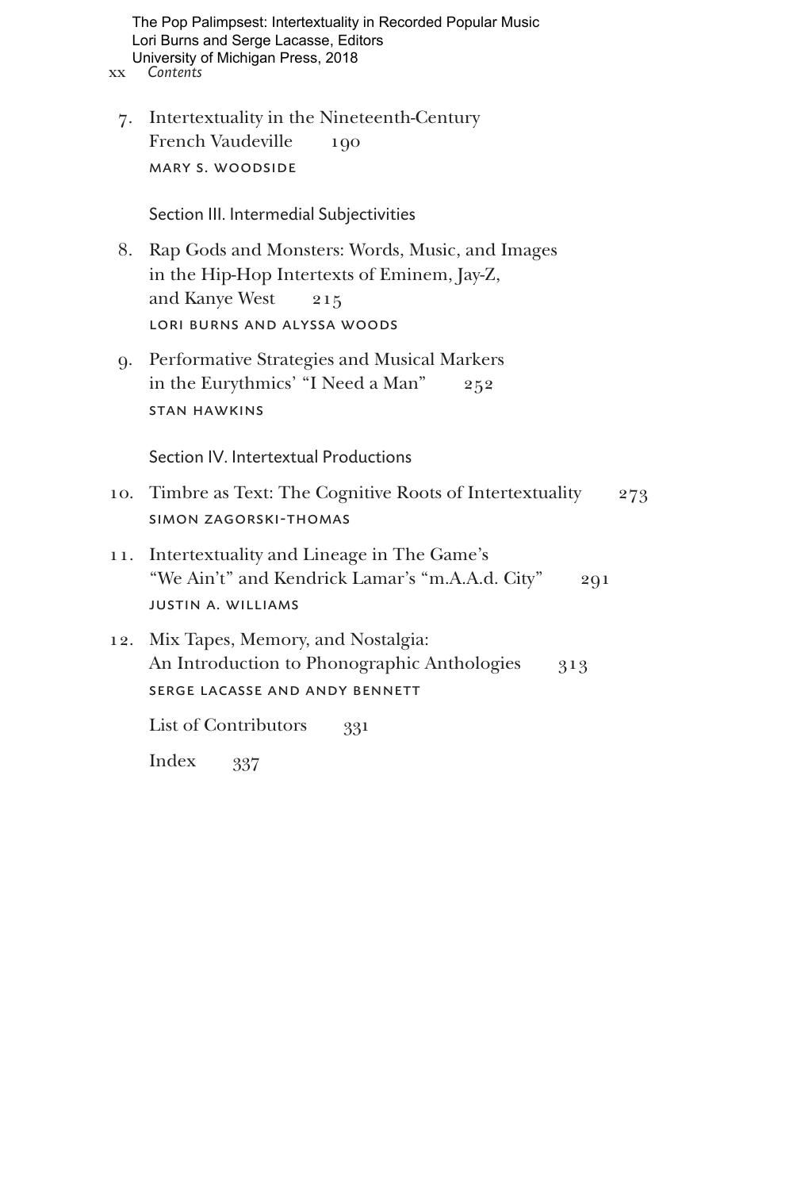7. Intertextuality in the Nineteenth-Century French Vaudeville 190
MARY S. WOODSIDE

## Section III. Intermedial Subjectivities

8. Rap Gods and Monsters: Words, Music, and Images in the Hip-Hop Intertexts of Eminem, Jay-Z, and Kanye West 215
LORI BURNS AND ALYSSA WOODS

9. Performative Strategies and Musical Markers in the Eurythmics' "I Need a Man" 252
STAN HAWKINS

## Section IV. Intertextual Productions

10. Timbre as Text: The Cognitive Roots of Intertextuality 273
SIMON ZAGORSKI-THOMAS

11. Intertextuality and Lineage in The Game's "We Ain't" and Kendrick Lamar's "m.A.A.d. City" 291
JUSTIN A. WILLIAMS

12. Mix Tapes, Memory, and Nostalgia: An Introduction to Phonographic Anthologies 313
SERGE LACASSE AND ANDY BENNETT

List of Contributors 331

Index 337